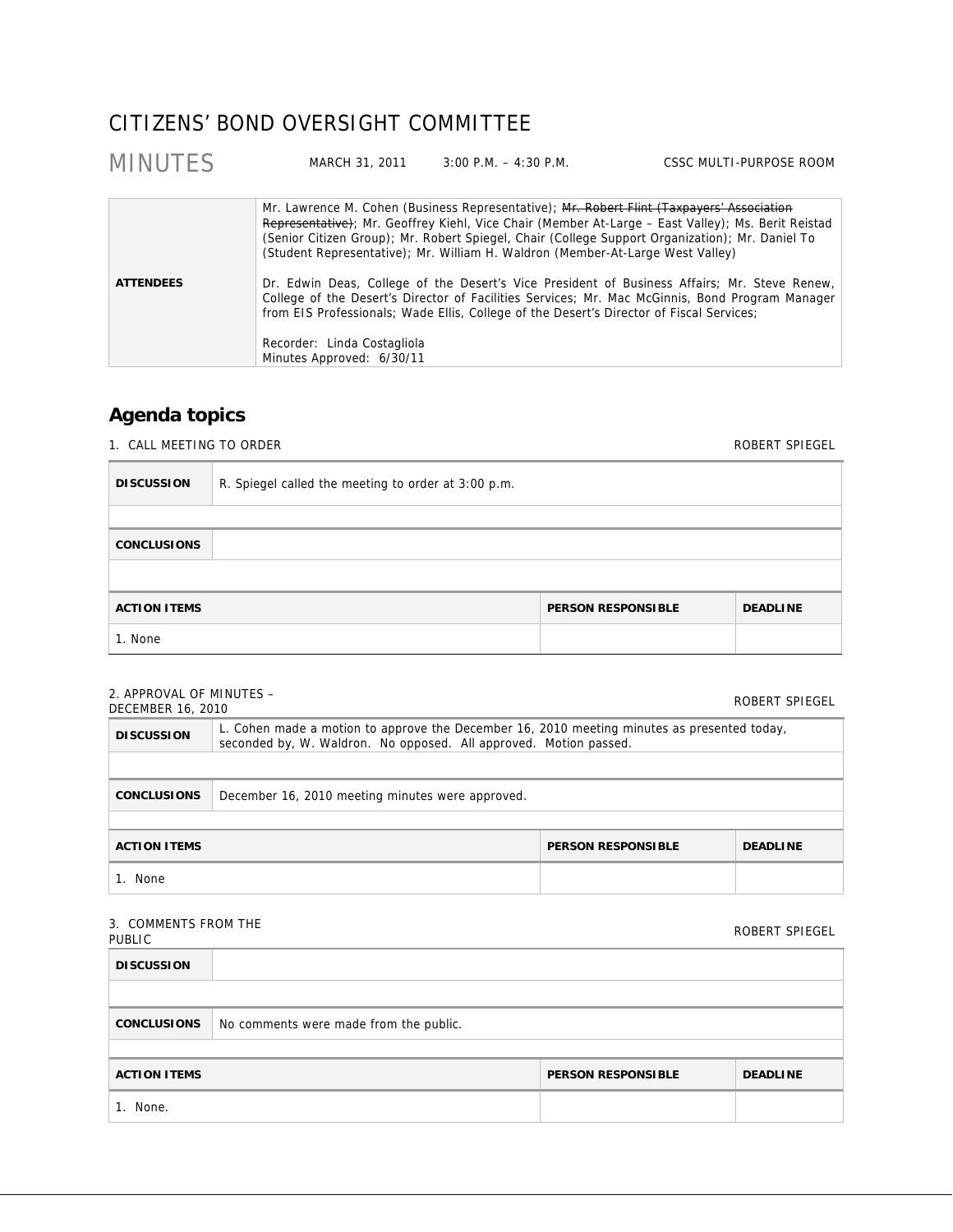# CITIZENS' BOND OVERSIGHT COMMITTEE

## MINUTES

MARCH 31, 2011 | 3:00 P.M. – 4:30 P.M. | CSSC MULTI-PURPOSE ROOM

| | |
|---|---|
| **ATTENDEES** | Mr. Lawrence M. Cohen (Business Representative); ~~Mr. Robert Flint (Taxpayers' Association Representative)~~; Mr. Geoffrey Kiehl, Vice Chair (Member At-Large – East Valley); Ms. Berit Reistad (Senior Citizen Group); Mr. Robert Spiegel, Chair (College Support Organization); Mr. Daniel To (Student Representative); Mr. William H. Waldron (Member-At-Large West Valley)<br><br>Dr. Edwin Deas, College of the Desert's Vice President of Business Affairs; Mr. Steve Renew, College of the Desert's Director of Facilities Services; Mr. Mac McGinnis, Bond Program Manager from EIS Professionals; Wade Ellis, College of the Desert's Director of Fiscal Services;<br><br>Recorder: Linda Costagliola<br>Minutes Approved: 6/30/11 |

## Agenda topics

### 1. CALL MEETING TO ORDER — ROBERT SPIEGEL

| | |
|---|---|
| **DISCUSSION** | R. Spiegel called the meeting to order at 3:00 p.m. |
| **CONCLUSIONS** | |

| ACTION ITEMS | PERSON RESPONSIBLE | DEADLINE |
|---|---|---|
| 1. None | | |

### 2. APPROVAL OF MINUTES – DECEMBER 16, 2010 — ROBERT SPIEGEL

| | |
|---|---|
| **DISCUSSION** | L. Cohen made a motion to approve the December 16, 2010 meeting minutes as presented today, seconded by, W. Waldron. No opposed. All approved. Motion passed. |
| **CONCLUSIONS** | December 16, 2010 meeting minutes were approved. |

| ACTION ITEMS | PERSON RESPONSIBLE | DEADLINE |
|---|---|---|
| 1. None | | |

### 3. COMMENTS FROM THE PUBLIC — ROBERT SPIEGEL

| | |
|---|---|
| **DISCUSSION** | |
| **CONCLUSIONS** | No comments were made from the public. |

| ACTION ITEMS | PERSON RESPONSIBLE | DEADLINE |
|---|---|---|
| 1. None. | | |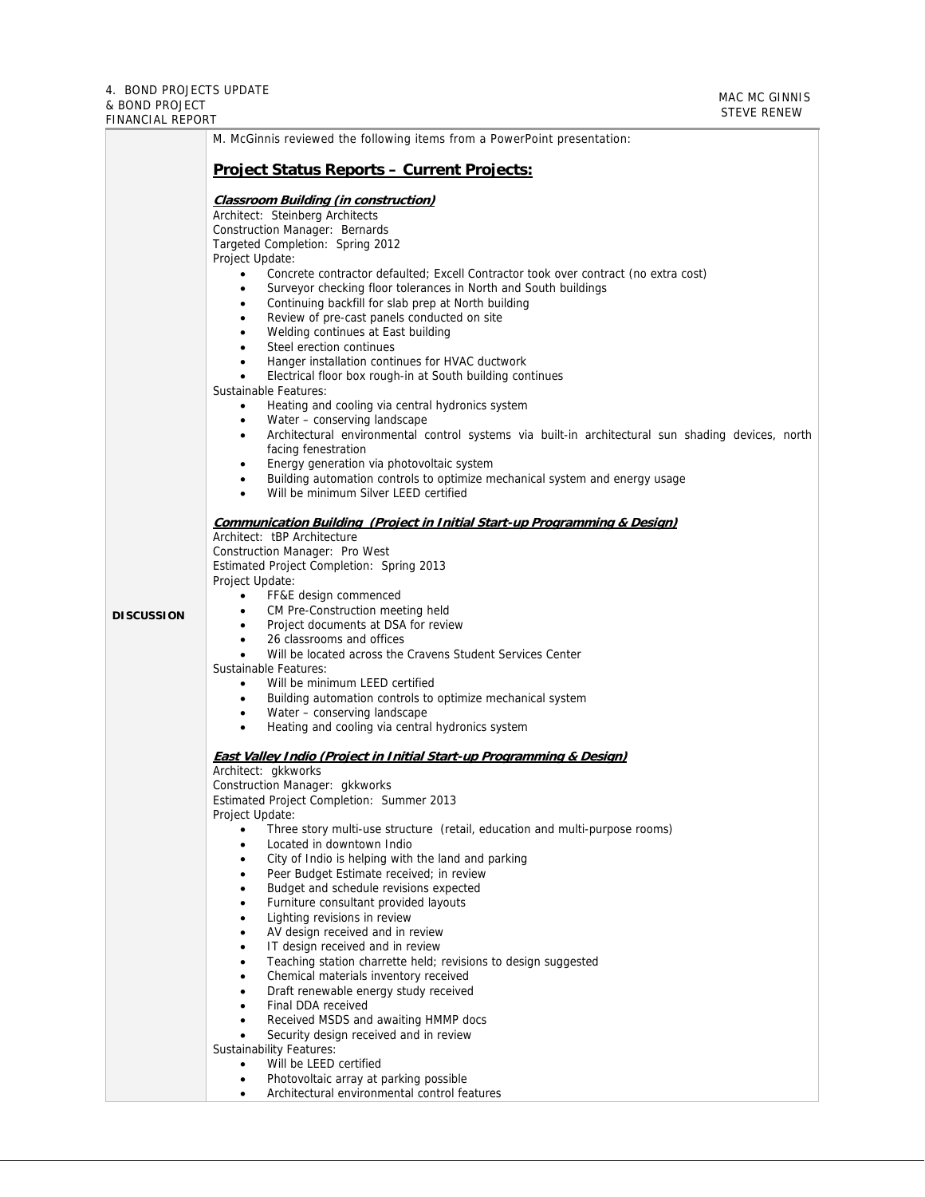4. BOND PROJECTS UPDATE & BOND PROJECT FINANCIAL REPORT — MAC MC GINNIS, STEVE RENEW

**DISCUSSION**

M. McGinnis reviewed the following items from a PowerPoint presentation:

## Project Status Reports – Current Projects:

***Classroom Building (in construction)***

Architect: Steinberg Architects
Construction Manager: Bernards
Targeted Completion: Spring 2012
Project Update:

- Concrete contractor defaulted; Excell Contractor took over contract (no extra cost)
- Surveyor checking floor tolerances in North and South buildings
- Continuing backfill for slab prep at North building
- Review of pre-cast panels conducted on site
- Welding continues at East building
- Steel erection continues
- Hanger installation continues for HVAC ductwork
- Electrical floor box rough-in at South building continues

Sustainable Features:

- Heating and cooling via central hydronics system
- Water – conserving landscape
- Architectural environmental control systems via built-in architectural sun shading devices, north facing fenestration
- Energy generation via photovoltaic system
- Building automation controls to optimize mechanical system and energy usage
- Will be minimum Silver LEED certified

***Communication Building (Project in Initial Start-up Programming & Design)***

Architect: tBP Architecture
Construction Manager: Pro West
Estimated Project Completion: Spring 2013
Project Update:

- FF&E design commenced
- CM Pre-Construction meeting held
- Project documents at DSA for review
- 26 classrooms and offices
- Will be located across the Cravens Student Services Center

Sustainable Features:

- Will be minimum LEED certified
- Building automation controls to optimize mechanical system
- Water – conserving landscape
- Heating and cooling via central hydronics system

***East Valley Indio (Project in Initial Start-up Programming & Design)***

Architect: gkkworks
Construction Manager: gkkworks
Estimated Project Completion: Summer 2013
Project Update:

- Three story multi-use structure (retail, education and multi-purpose rooms)
- Located in downtown Indio
- City of Indio is helping with the land and parking
- Peer Budget Estimate received; in review
- Budget and schedule revisions expected
- Furniture consultant provided layouts
- Lighting revisions in review
- AV design received and in review
- IT design received and in review
- Teaching station charrette held; revisions to design suggested
- Chemical materials inventory received
- Draft renewable energy study received
- Final DDA received
- Received MSDS and awaiting HMMP docs
- Security design received and in review

Sustainability Features:

- Will be LEED certified
- Photovoltaic array at parking possible
- Architectural environmental control features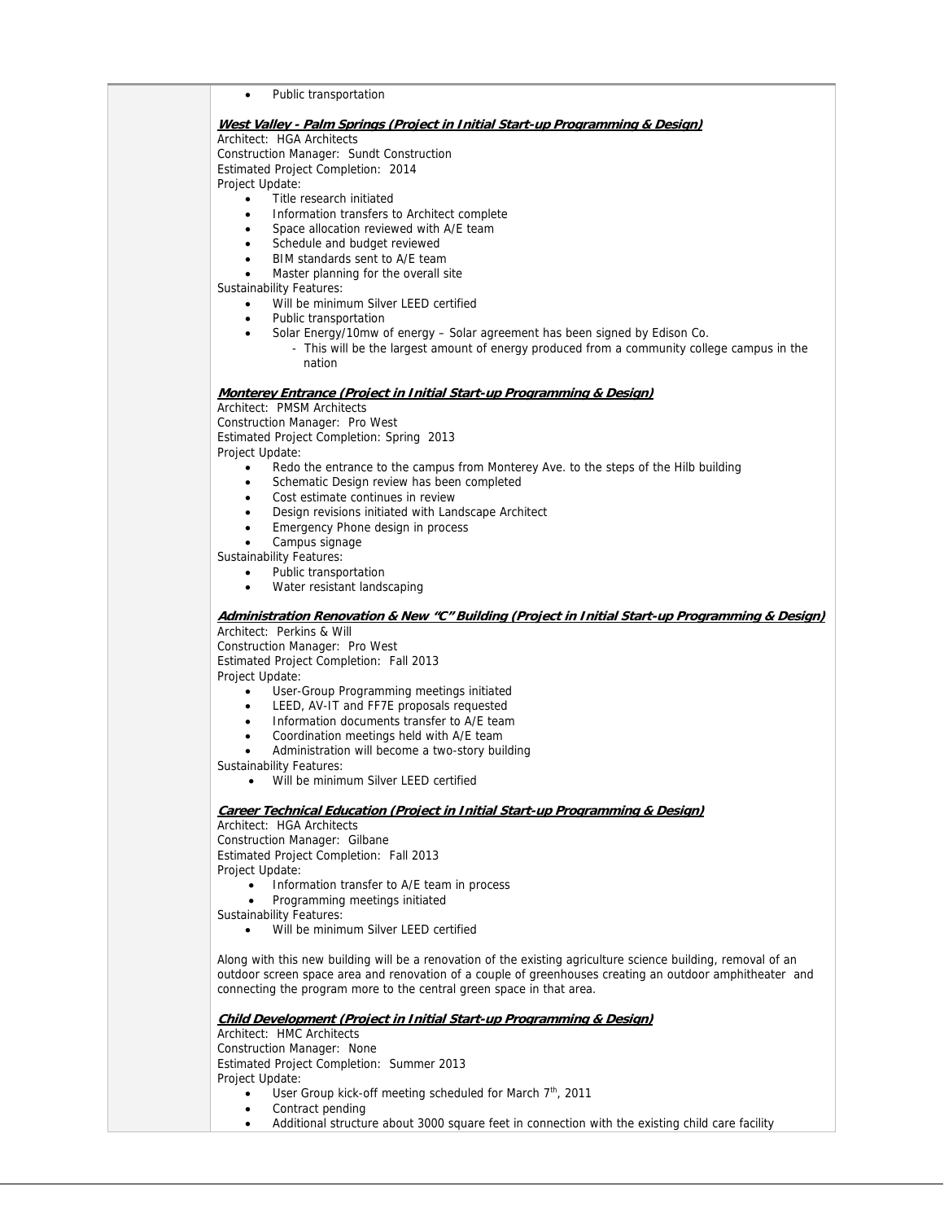- Public transportation

***West Valley - Palm Springs (Project in Initial Start-up Programming & Design)***

Architect: HGA Architects
Construction Manager: Sundt Construction
Estimated Project Completion: 2014
Project Update:

- Title research initiated
- Information transfers to Architect complete
- Space allocation reviewed with A/E team
- Schedule and budget reviewed
- BIM standards sent to A/E team
- Master planning for the overall site

Sustainability Features:

- Will be minimum Silver LEED certified
- Public transportation
- Solar Energy/10mw of energy – Solar agreement has been signed by Edison Co.
  - This will be the largest amount of energy produced from a community college campus in the nation

***Monterey Entrance (Project in Initial Start-up Programming & Design)***

Architect: PMSM Architects
Construction Manager: Pro West
Estimated Project Completion: Spring 2013
Project Update:

- Redo the entrance to the campus from Monterey Ave. to the steps of the Hilb building
- Schematic Design review has been completed
- Cost estimate continues in review
- Design revisions initiated with Landscape Architect
- Emergency Phone design in process
- Campus signage

Sustainability Features:

- Public transportation
- Water resistant landscaping

***Administration Renovation & New "C" Building (Project in Initial Start-up Programming & Design)***

Architect: Perkins & Will
Construction Manager: Pro West
Estimated Project Completion: Fall 2013
Project Update:

- User-Group Programming meetings initiated
- LEED, AV-IT and FF7E proposals requested
- Information documents transfer to A/E team
- Coordination meetings held with A/E team
- Administration will become a two-story building

Sustainability Features:

- Will be minimum Silver LEED certified

***Career Technical Education (Project in Initial Start-up Programming & Design)***

Architect: HGA Architects
Construction Manager: Gilbane
Estimated Project Completion: Fall 2013
Project Update:

- Information transfer to A/E team in process
- Programming meetings initiated

Sustainability Features:

- Will be minimum Silver LEED certified

Along with this new building will be a renovation of the existing agriculture science building, removal of an outdoor screen space area and renovation of a couple of greenhouses creating an outdoor amphitheater and connecting the program more to the central green space in that area.

***Child Development (Project in Initial Start-up Programming & Design)***

Architect: HMC Architects
Construction Manager: None
Estimated Project Completion: Summer 2013
Project Update:

- User Group kick-off meeting scheduled for March 7th, 2011
- Contract pending
- Additional structure about 3000 square feet in connection with the existing child care facility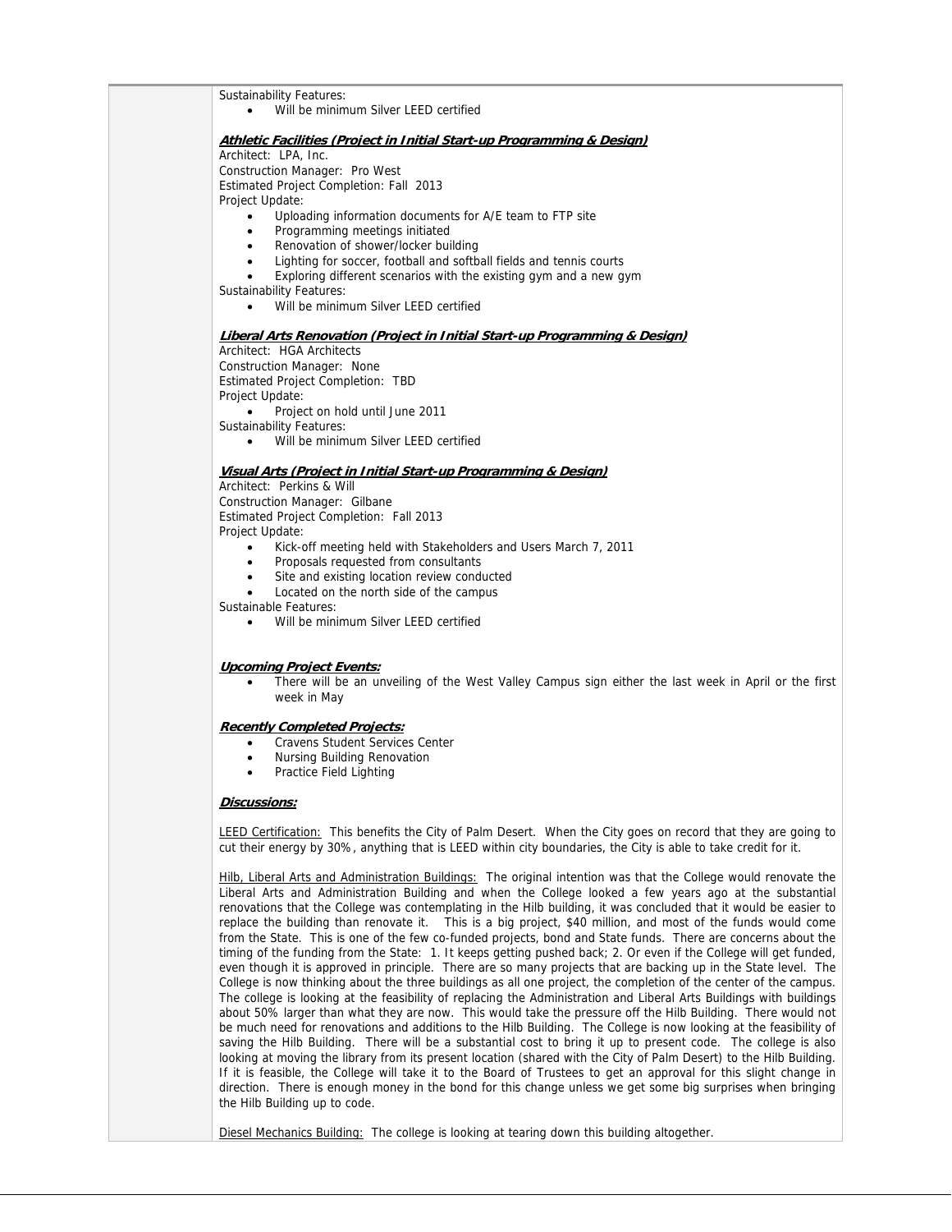Sustainability Features:

- Will be minimum Silver LEED certified

***Athletic Facilities (Project in Initial Start-up Programming & Design)***

Architect: LPA, Inc.
Construction Manager: Pro West
Estimated Project Completion: Fall 2013
Project Update:

- Uploading information documents for A/E team to FTP site
- Programming meetings initiated
- Renovation of shower/locker building
- Lighting for soccer, football and softball fields and tennis courts
- Exploring different scenarios with the existing gym and a new gym

Sustainability Features:

- Will be minimum Silver LEED certified

***Liberal Arts Renovation (Project in Initial Start-up Programming & Design)***

Architect: HGA Architects
Construction Manager: None
Estimated Project Completion: TBD
Project Update:

- Project on hold until June 2011

Sustainability Features:

- Will be minimum Silver LEED certified

***Visual Arts (Project in Initial Start-up Programming & Design)***

Architect: Perkins & Will
Construction Manager: Gilbane
Estimated Project Completion: Fall 2013
Project Update:

- Kick-off meeting held with Stakeholders and Users March 7, 2011
- Proposals requested from consultants
- Site and existing location review conducted
- Located on the north side of the campus

Sustainable Features:

- Will be minimum Silver LEED certified

***Upcoming Project Events:***

- There will be an unveiling of the West Valley Campus sign either the last week in April or the first week in May

***Recently Completed Projects:***

- Cravens Student Services Center
- Nursing Building Renovation
- Practice Field Lighting

***Discussions:***

LEED Certification: This benefits the City of Palm Desert. When the City goes on record that they are going to cut their energy by 30%, anything that is LEED within city boundaries, the City is able to take credit for it.

Hilb, Liberal Arts and Administration Buildings: The original intention was that the College would renovate the Liberal Arts and Administration Building and when the College looked a few years ago at the substantial renovations that the College was contemplating in the Hilb building, it was concluded that it would be easier to replace the building than renovate it. This is a big project, $40 million, and most of the funds would come from the State. This is one of the few co-funded projects, bond and State funds. There are concerns about the timing of the funding from the State: 1. It keeps getting pushed back; 2. Or even if the College will get funded, even though it is approved in principle. There are so many projects that are backing up in the State level. The College is now thinking about the three buildings as all one project, the completion of the center of the campus. The college is looking at the feasibility of replacing the Administration and Liberal Arts Buildings with buildings about 50% larger than what they are now. This would take the pressure off the Hilb Building. There would not be much need for renovations and additions to the Hilb Building. The College is now looking at the feasibility of saving the Hilb Building. There will be a substantial cost to bring it up to present code. The college is also looking at moving the library from its present location (shared with the City of Palm Desert) to the Hilb Building. If it is feasible, the College will take it to the Board of Trustees to get an approval for this slight change in direction. There is enough money in the bond for this change unless we get some big surprises when bringing the Hilb Building up to code.

Diesel Mechanics Building: The college is looking at tearing down this building altogether.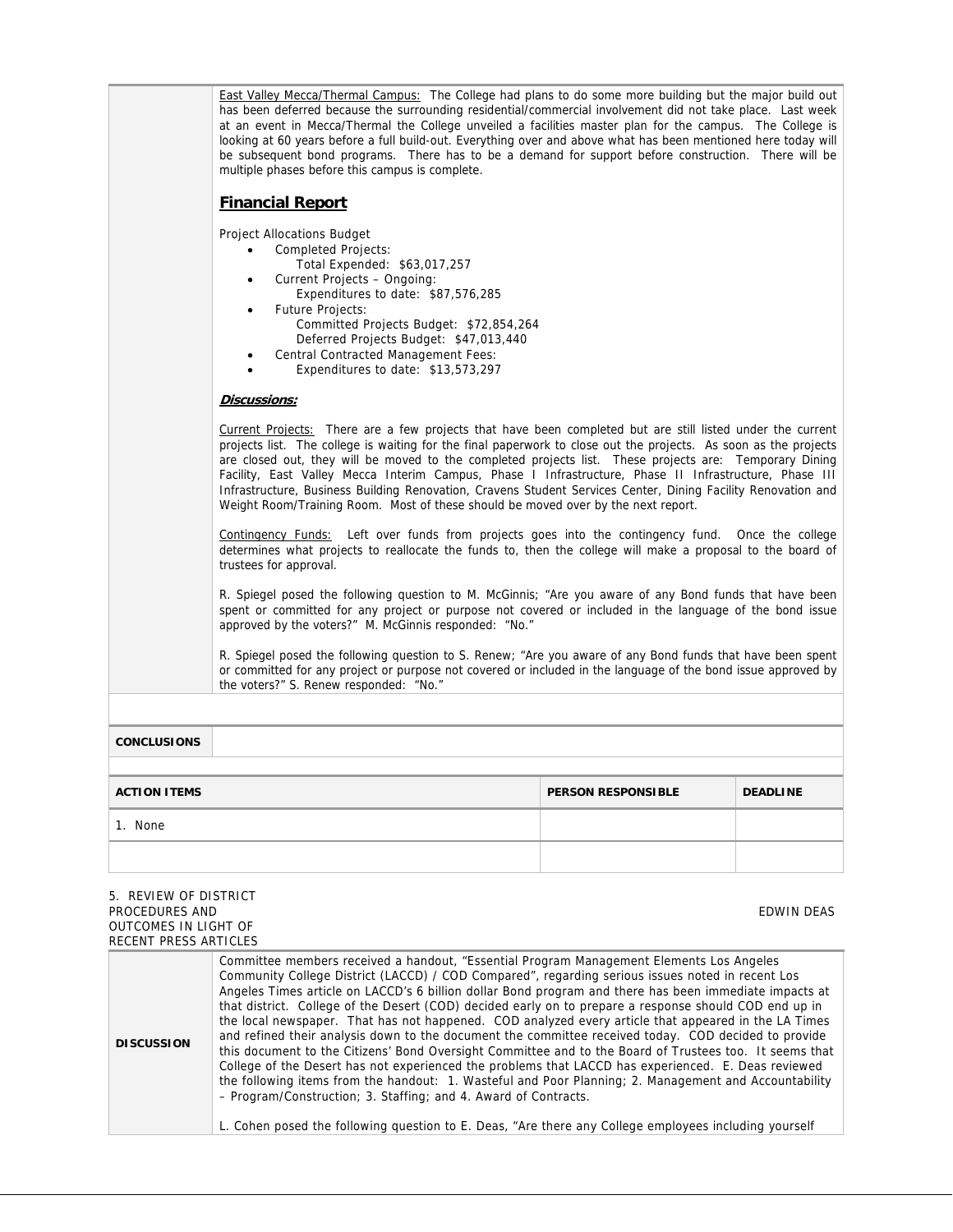East Valley Mecca/Thermal Campus: The College had plans to do some more building but the major build out has been deferred because the surrounding residential/commercial involvement did not take place. Last week at an event in Mecca/Thermal the College unveiled a facilities master plan for the campus. The College is looking at 60 years before a full build-out. Everything over and above what has been mentioned here today will be subsequent bond programs. There has to be a demand for support before construction. There will be multiple phases before this campus is complete.

## Financial Report

Project Allocations Budget

- Completed Projects:
  - Total Expended: $63,017,257
- Current Projects – Ongoing:
  - Expenditures to date: $87,576,285
- Future Projects:
  - Committed Projects Budget: $72,854,264
  - Deferred Projects Budget: $47,013,440
- Central Contracted Management Fees:
- Expenditures to date: $13,573,297

***Discussions:***

Current Projects: There are a few projects that have been completed but are still listed under the current projects list. The college is waiting for the final paperwork to close out the projects. As soon as the projects are closed out, they will be moved to the completed projects list. These projects are: Temporary Dining Facility, East Valley Mecca Interim Campus, Phase I Infrastructure, Phase II Infrastructure, Phase III Infrastructure, Business Building Renovation, Cravens Student Services Center, Dining Facility Renovation and Weight Room/Training Room. Most of these should be moved over by the next report.

Contingency Funds: Left over funds from projects goes into the contingency fund. Once the college determines what projects to reallocate the funds to, then the college will make a proposal to the board of trustees for approval.

R. Spiegel posed the following question to M. McGinnis; "Are you aware of any Bond funds that have been spent or committed for any project or purpose not covered or included in the language of the bond issue approved by the voters?" M. McGinnis responded: "No."

R. Spiegel posed the following question to S. Renew; "Are you aware of any Bond funds that have been spent or committed for any project or purpose not covered or included in the language of the bond issue approved by the voters?" S. Renew responded: "No."

**CONCLUSIONS**

| ACTION ITEMS | PERSON RESPONSIBLE | DEADLINE |
|---|---|---|
| 1. None | | |
| | | |

5. REVIEW OF DISTRICT PROCEDURES AND OUTCOMES IN LIGHT OF RECENT PRESS ARTICLES — EDWIN DEAS

**DISCUSSION**

Committee members received a handout, "Essential Program Management Elements Los Angeles Community College District (LACCD) / COD Compared", regarding serious issues noted in recent Los Angeles Times article on LACCD's 6 billion dollar Bond program and there has been immediate impacts at that district. College of the Desert (COD) decided early on to prepare a response should COD end up in the local newspaper. That has not happened. COD analyzed every article that appeared in the LA Times and refined their analysis down to the document the committee received today. COD decided to provide this document to the Citizens' Bond Oversight Committee and to the Board of Trustees too. It seems that College of the Desert has not experienced the problems that LACCD has experienced. E. Deas reviewed the following items from the handout: 1. Wasteful and Poor Planning; 2. Management and Accountability – Program/Construction; 3. Staffing; and 4. Award of Contracts.

L. Cohen posed the following question to E. Deas, "Are there any College employees including yourself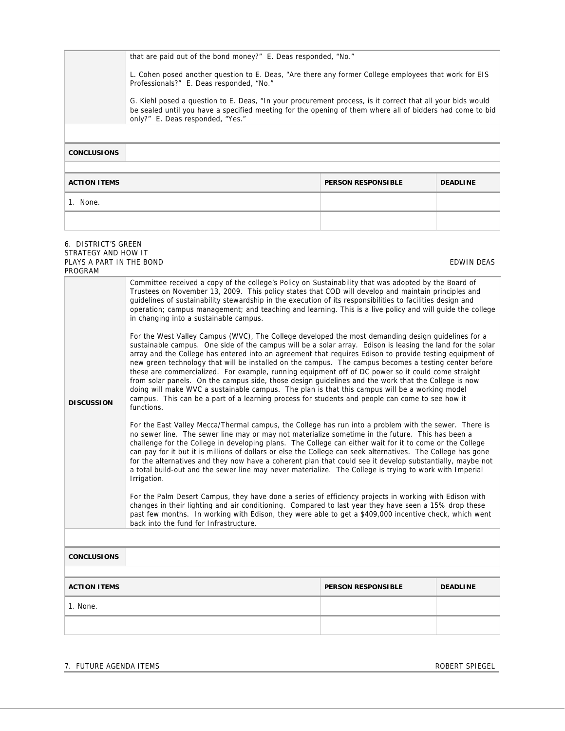| | |
|---|---|
| | that are paid out of the bond money?" E. Deas responded, "No."<br><br>L. Cohen posed another question to E. Deas, "Are there any former College employees that work for EIS Professionals?" E. Deas responded, "No."<br><br>G. Kiehl posed a question to E. Deas, "In your procurement process, is it correct that all your bids would be sealed until you have a specified meeting for the opening of them where all of bidders had come to bid only?" E. Deas responded, "Yes." |
| **CONCLUSIONS** | |

| **ACTION ITEMS** | **PERSON RESPONSIBLE** | **DEADLINE** |
|---|---|---|
| 1. None. | | |
| | | |

6. DISTRICT'S GREEN STRATEGY AND HOW IT PLAYS A PART IN THE BOND PROGRAM — EDWIN DEAS

| | |
|---|---|
| **DISCUSSION** | Committee received a copy of the college's Policy on Sustainability that was adopted by the Board of Trustees on November 13, 2009. This policy states that COD will develop and maintain principles and guidelines of sustainability stewardship in the execution of its responsibilities to facilities design and operation; campus management; and teaching and learning. This is a live policy and will guide the college in changing into a sustainable campus.<br><br>For the West Valley Campus (WVC), The College developed the most demanding design guidelines for a sustainable campus. One side of the campus will be a solar array. Edison is leasing the land for the solar array and the College has entered into an agreement that requires Edison to provide testing equipment of new green technology that will be installed on the campus. The campus becomes a testing center before these are commercialized. For example, running equipment off of DC power so it could come straight from solar panels. On the campus side, those design guidelines and the work that the College is now doing will make WVC a sustainable campus. The plan is that this campus will be a working model campus. This can be a part of a learning process for students and people can come to see how it functions.<br><br>For the East Valley Mecca/Thermal campus, the College has run into a problem with the sewer. There is no sewer line. The sewer line may or may not materialize sometime in the future. This has been a challenge for the College in developing plans. The College can either wait for it to come or the College can pay for it but it is millions of dollars or else the College can seek alternatives. The College has gone for the alternatives and they now have a coherent plan that could see it develop substantially, maybe not a total build-out and the sewer line may never materialize. The College is trying to work with Imperial Irrigation.<br><br>For the Palm Desert Campus, they have done a series of efficiency projects in working with Edison with changes in their lighting and air conditioning. Compared to last year they have seen a 15% drop these past few months. In working with Edison, they were able to get a $409,000 incentive check, which went back into the fund for Infrastructure. |
| **CONCLUSIONS** | |

| **ACTION ITEMS** | **PERSON RESPONSIBLE** | **DEADLINE** |
|---|---|---|
| 1. None. | | |
| | | |

7. FUTURE AGENDA ITEMS — ROBERT SPIEGEL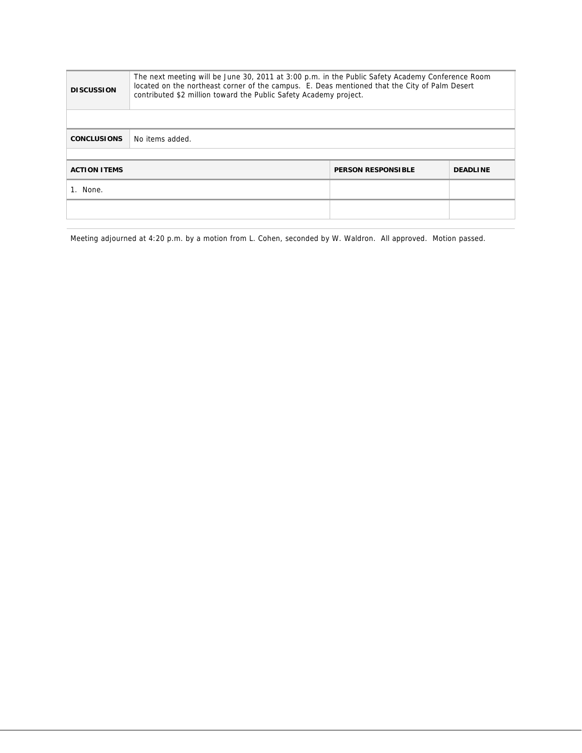| | |
|---|---|
| **DISCUSSION** | The next meeting will be June 30, 2011 at 3:00 p.m. in the Public Safety Academy Conference Room located on the northeast corner of the campus. E. Deas mentioned that the City of Palm Desert contributed $2 million toward the Public Safety Academy project. |
| | |
| **CONCLUSIONS** | No items added. |

| **ACTION ITEMS** | **PERSON RESPONSIBLE** | **DEADLINE** |
|---|---|---|
| 1. None. | | |
| | | |

Meeting adjourned at 4:20 p.m. by a motion from L. Cohen, seconded by W. Waldron. All approved. Motion passed.